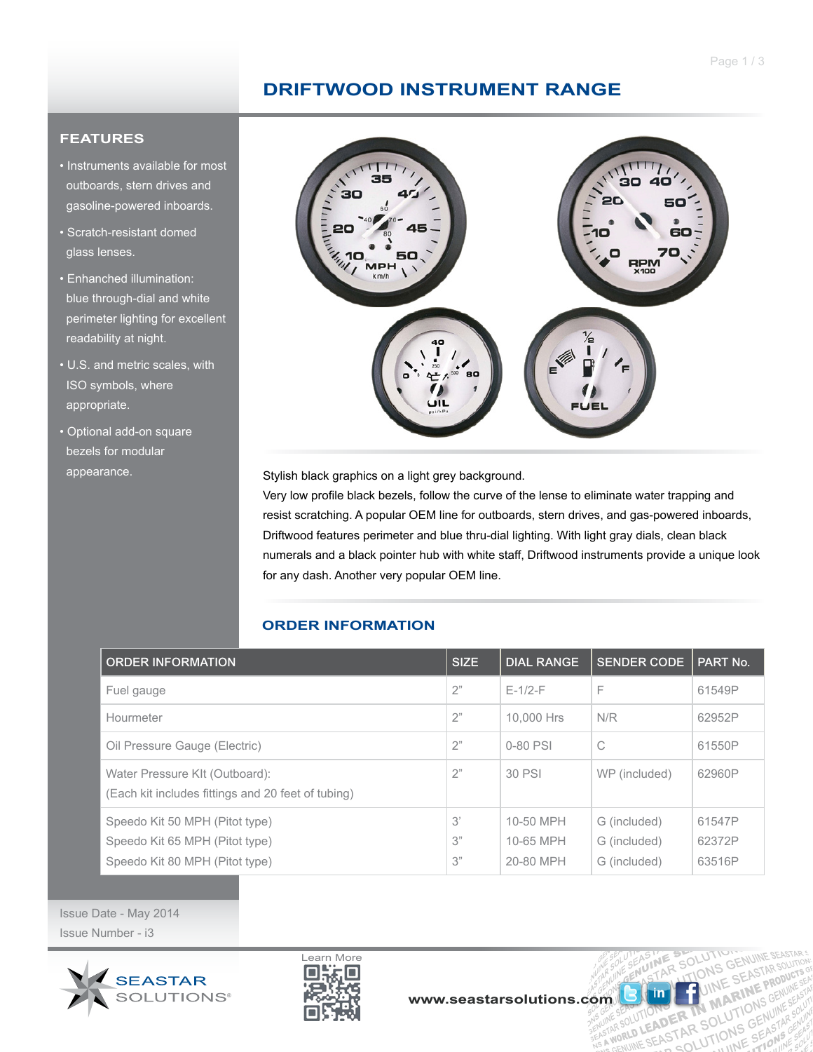# DRIFTWOOD INSTRUMENT RANGE

## FEATURES

- Instruments available for most outboards, stern drives and gasoline-powered inboards.
- Scratch-resistant domed glass lenses.
- Enhanced illumination: blue through-dial and white perimeter lighting for excellent readability at night.
- U.S. and metric scales, with ISO symbols, where appropriate.
- Optional add-on square bezels for modular appearance.

Stylish black graphics on a light grey background.
Very low profile black bezels, follow the curve of the lense to eliminate water trapping and resist scratching. A popular OEM line for outboards, stern drives, and gas-powered inboards, Driftwood features perimeter and blue thru-dial lighting. With light gray dials, clean black numerals and a black pointer hub with white staff, Driftwood instruments provide a unique look for any dash. Another very popular OEM line.

## ORDER INFORMATION

| ORDER INFORMATION | SIZE | DIAL RANGE | SENDER CODE | PART No. |
|---|---|---|---|---|
| Fuel gauge | 2" | E-1/2-F | F | 61549P |
| Hourmeter | 2" | 10,000 Hrs | N/R | 62952P |
| Oil Pressure Gauge (Electric) | 2" | 0-80 PSI | C | 61550P |
| Water Pressure KIt (Outboard): (Each kit includes fittings and 20 feet of tubing) | 2" | 30 PSI | WP (included) | 62960P |
| Speedo Kit 50 MPH (Pitot type) | 3' | 10-50 MPH | G (included) | 61547P |
| Speedo Kit 65 MPH (Pitot type) | 3" | 10-65 MPH | G (included) | 62372P |
| Speedo Kit 80 MPH (Pitot type) | 3" | 20-80 MPH | G (included) | 63516P |

Issue Date - May 2014
Issue Number - i3

SEASTAR SOLUTIONS®

Learn More

www.seastarsolutions.com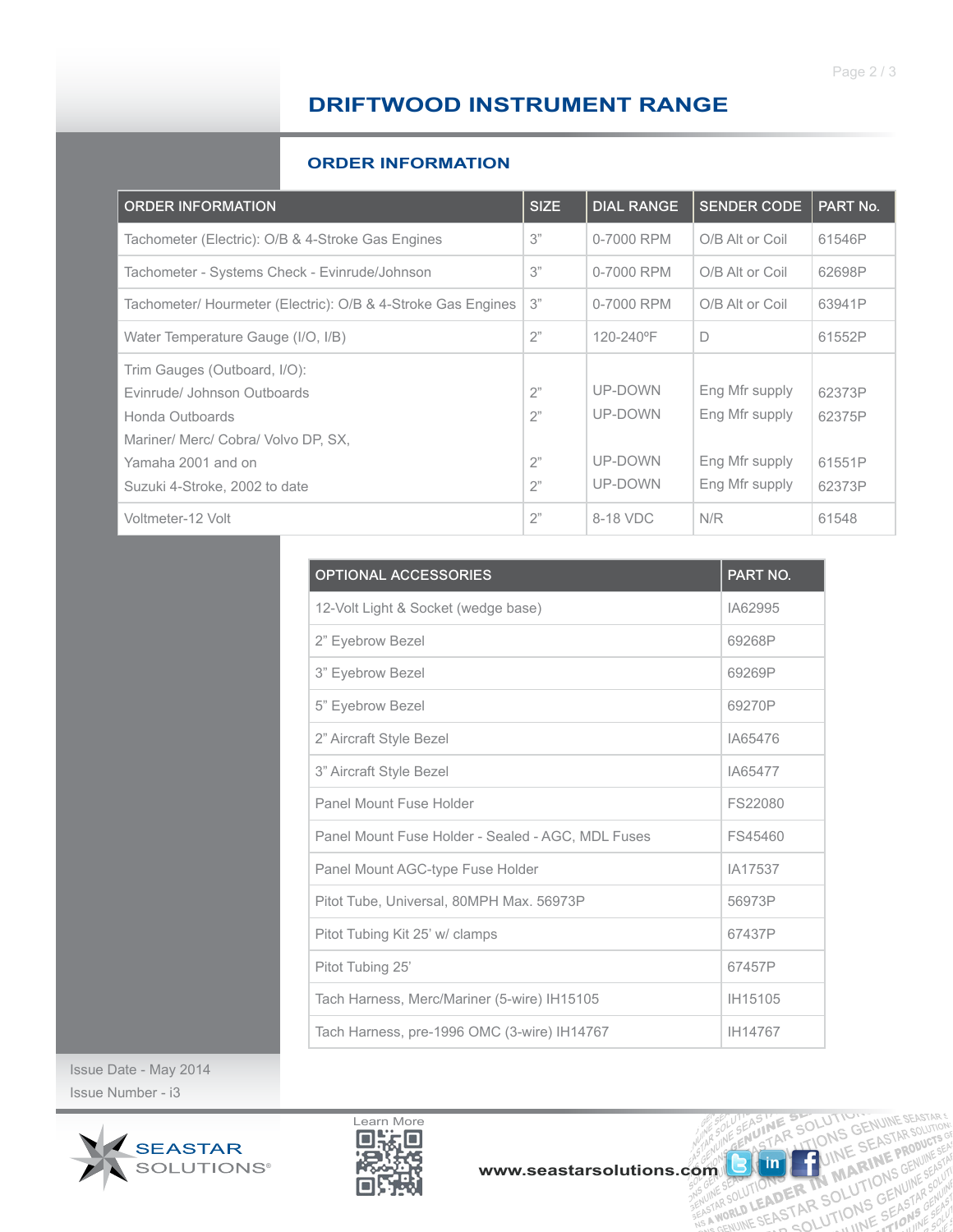# DRIFTWOOD INSTRUMENT RANGE

## ORDER INFORMATION

| ORDER INFORMATION | SIZE | DIAL RANGE | SENDER CODE | PART No. |
|---|---|---|---|---|
| Tachometer (Electric): O/B & 4-Stroke Gas Engines | 3" | 0-7000 RPM | O/B Alt or Coil | 61546P |
| Tachometer - Systems Check - Evinrude/Johnson | 3" | 0-7000 RPM | O/B Alt or Coil | 62698P |
| Tachometer/ Hourmeter (Electric): O/B & 4-Stroke Gas Engines | 3" | 0-7000 RPM | O/B Alt or Coil | 63941P |
| Water Temperature Gauge (I/O, I/B) | 2" | 120-240ºF | D | 61552P |
| Trim Gauges (Outboard, I/O): | | | | |
| Evinrude/ Johnson Outboards | 2" | UP-DOWN | Eng Mfr supply | 62373P |
| Honda Outboards | 2" | UP-DOWN | Eng Mfr supply | 62375P |
| Mariner/ Merc/ Cobra/ Volvo DP, SX, Yamaha 2001 and on | 2" | UP-DOWN | Eng Mfr supply | 61551P |
| Suzuki 4-Stroke, 2002 to date | 2" | UP-DOWN | Eng Mfr supply | 62373P |
| Voltmeter-12 Volt | 2" | 8-18 VDC | N/R | 61548 |

| OPTIONAL ACCESSORIES | PART NO. |
|---|---|
| 12-Volt Light & Socket (wedge base) | IA62995 |
| 2" Eyebrow Bezel | 69268P |
| 3" Eyebrow Bezel | 69269P |
| 5" Eyebrow Bezel | 69270P |
| 2" Aircraft Style Bezel | IA65476 |
| 3" Aircraft Style Bezel | IA65477 |
| Panel Mount Fuse Holder | FS22080 |
| Panel Mount Fuse Holder - Sealed - AGC, MDL Fuses | FS45460 |
| Panel Mount AGC-type Fuse Holder | IA17537 |
| Pitot Tube, Universal, 80MPH Max. 56973P | 56973P |
| Pitot Tubing Kit 25' w/ clamps | 67437P |
| Pitot Tubing 25' | 67457P |
| Tach Harness, Merc/Mariner (5-wire) IH15105 | IH15105 |
| Tach Harness, pre-1996 OMC (3-wire) IH14767 | IH14767 |

Issue Date - May 2014

Issue Number - i3

SEASTAR SOLUTIONS®

Learn More

www.seastarsolutions.com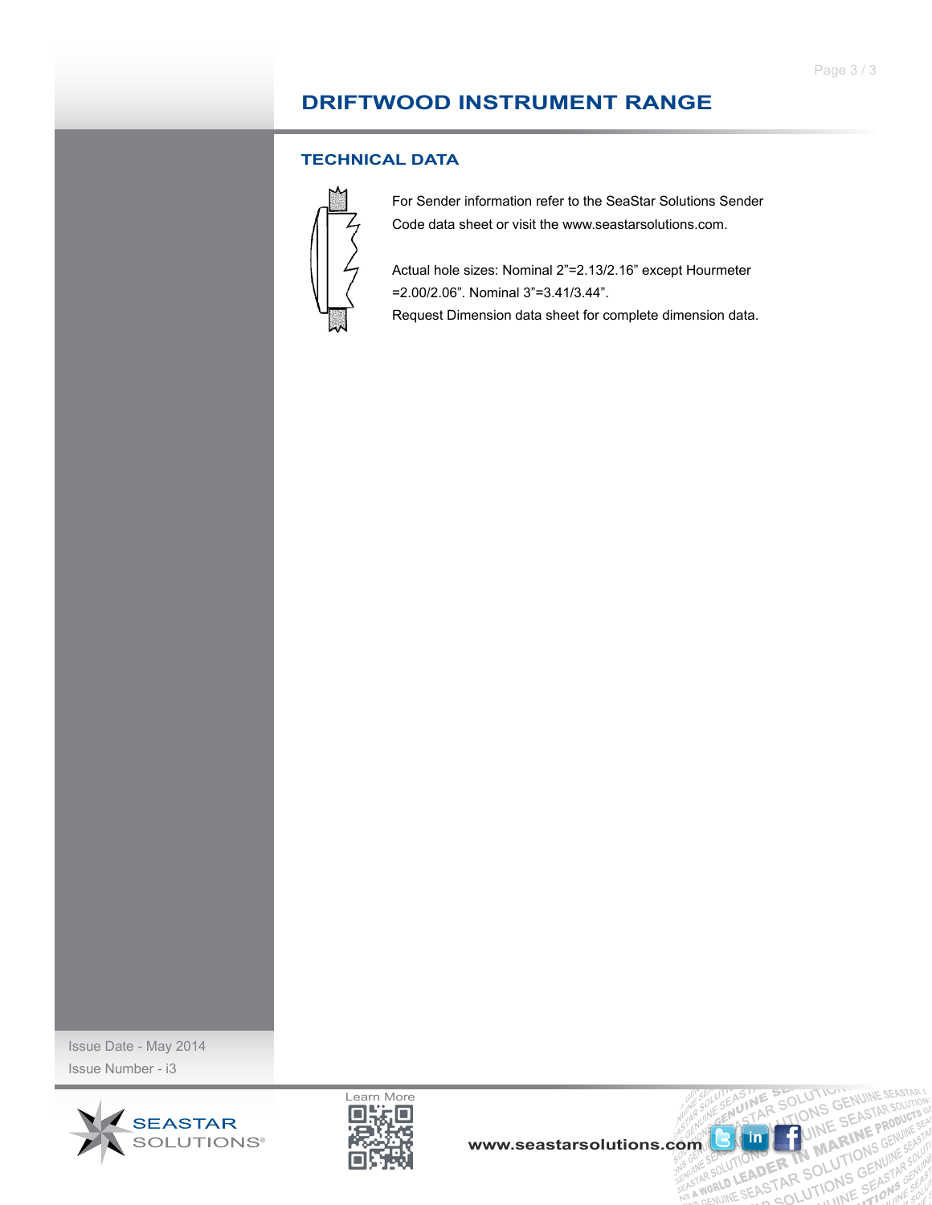# DRIFTWOOD INSTRUMENT RANGE

## TECHNICAL DATA

For Sender information refer to the SeaStar Solutions Sender Code data sheet or visit the www.seastarsolutions.com.

Actual hole sizes: Nominal 2”=2.13/2.16” except Hourmeter =2.00/2.06”. Nominal 3”=3.41/3.44”.
Request Dimension data sheet for complete dimension data.

Issue Date - May 2014
Issue Number - i3

SEASTAR SOLUTIONS®

Learn More

www.seastarsolutions.com